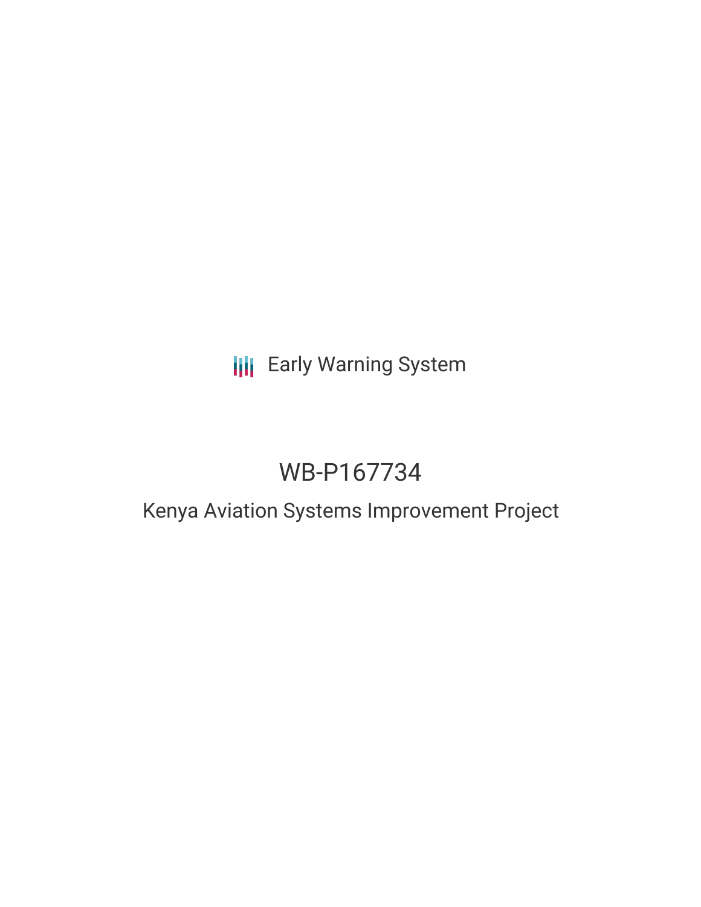Early Warning System

# WB-P167734

## Kenya Aviation Systems Improvement Project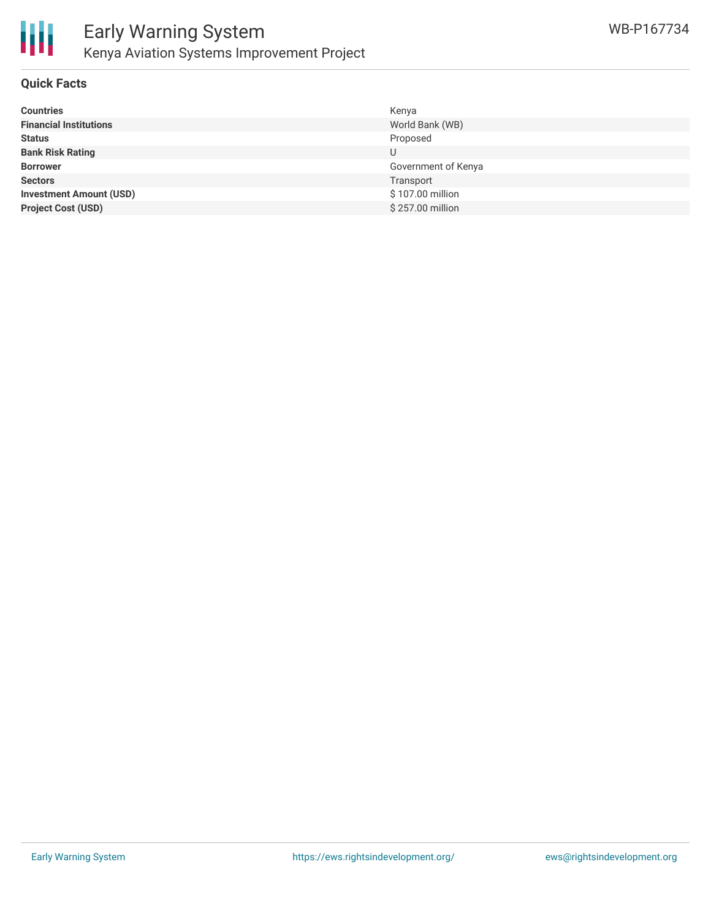## Quick Facts

| | |
|---|---|
| **Countries** | Kenya |
| **Financial Institutions** | World Bank (WB) |
| **Status** | Proposed |
| **Bank Risk Rating** | U |
| **Borrower** | Government of Kenya |
| **Sectors** | Transport |
| **Investment Amount (USD)** | $ 107.00 million |
| **Project Cost (USD)** | $ 257.00 million |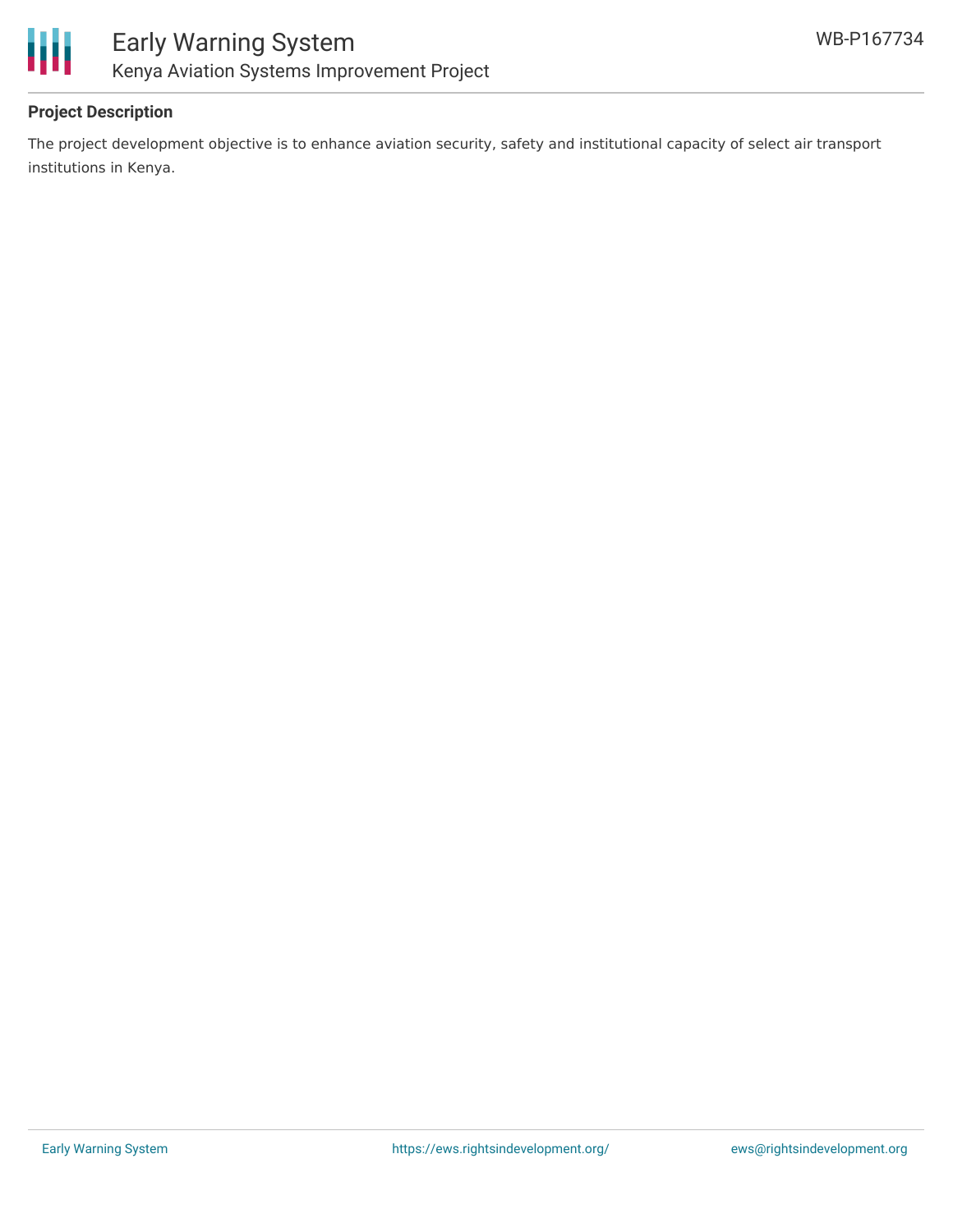## Project Description

The project development objective is to enhance aviation security, safety and institutional capacity of select air transport institutions in Kenya.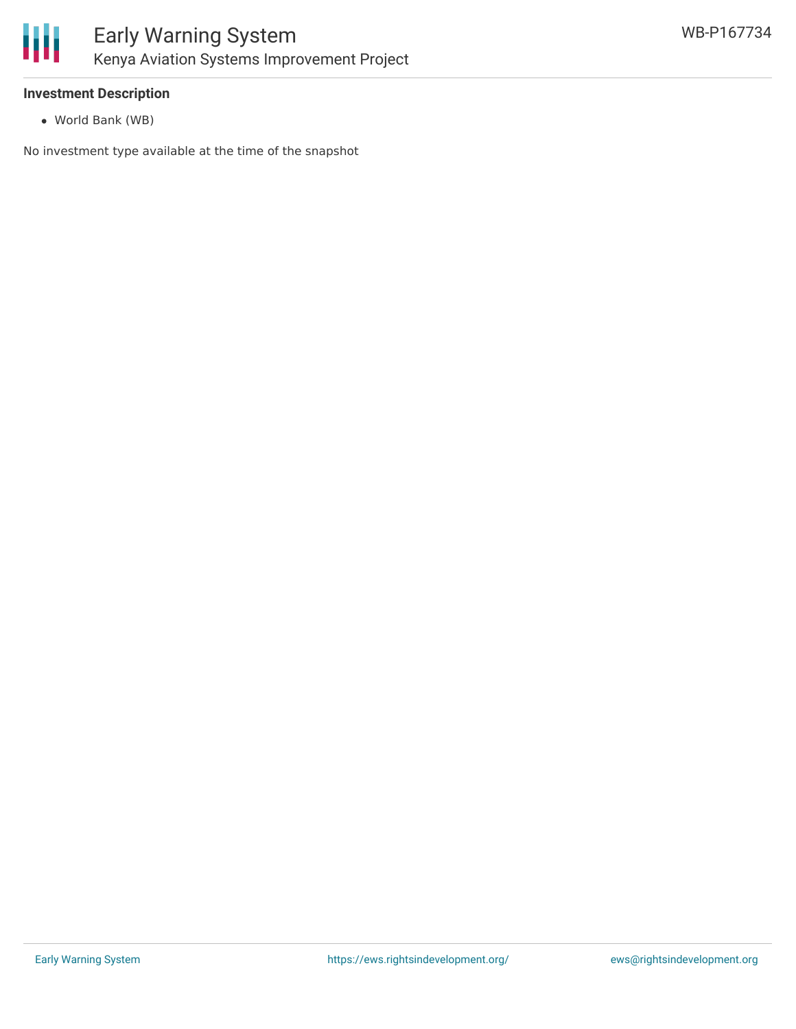### Investment Description

- World Bank (WB)

No investment type available at the time of the snapshot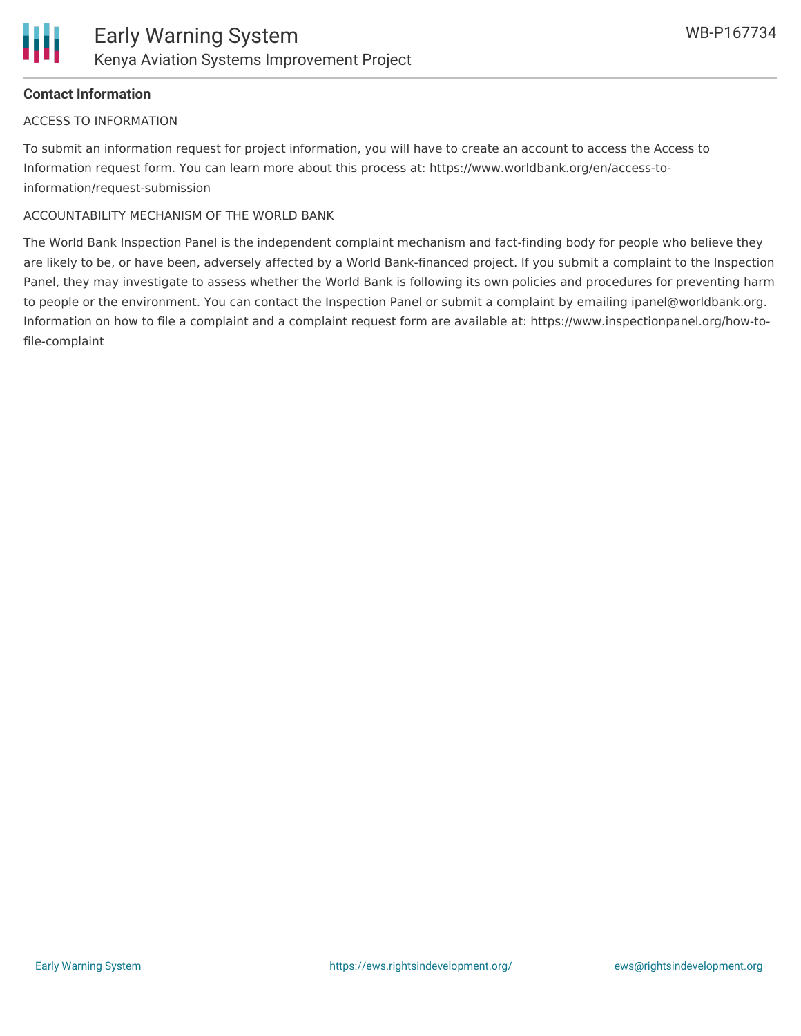**Contact Information**

ACCESS TO INFORMATION

To submit an information request for project information, you will have to create an account to access the Access to Information request form. You can learn more about this process at: https://www.worldbank.org/en/access-to-information/request-submission

ACCOUNTABILITY MECHANISM OF THE WORLD BANK

The World Bank Inspection Panel is the independent complaint mechanism and fact-finding body for people who believe they are likely to be, or have been, adversely affected by a World Bank-financed project. If you submit a complaint to the Inspection Panel, they may investigate to assess whether the World Bank is following its own policies and procedures for preventing harm to people or the environment. You can contact the Inspection Panel or submit a complaint by emailing ipanel@worldbank.org. Information on how to file a complaint and a complaint request form are available at: https://www.inspectionpanel.org/how-to-file-complaint